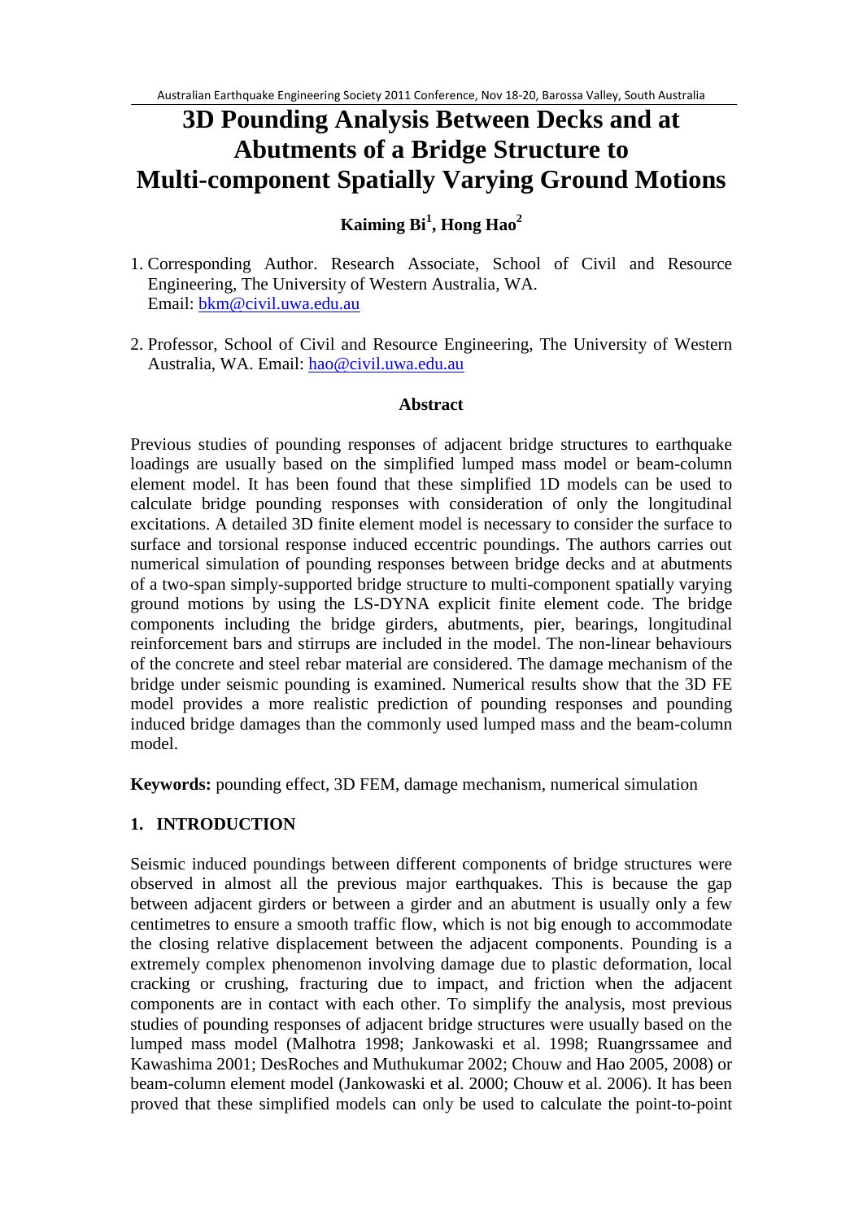# 3D Pounding Analysis Between Decks and at Abutments of a Bridge Structure to Multi-component Spatially Varying Ground Motions

**Kaiming Bi[1], Hong Hao[2]**

1. Corresponding Author. Research Associate, School of Civil and Resource Engineering, The University of Western Australia, WA.
   Email: bkm@civil.uwa.edu.au

2. Professor, School of Civil and Resource Engineering, The University of Western Australia, WA. Email: hao@civil.uwa.edu.au

## Abstract

Previous studies of pounding responses of adjacent bridge structures to earthquake loadings are usually based on the simplified lumped mass model or beam-column element model. It has been found that these simplified 1D models can be used to calculate bridge pounding responses with consideration of only the longitudinal excitations. A detailed 3D finite element model is necessary to consider the surface to surface and torsional response induced eccentric poundings. The authors carries out numerical simulation of pounding responses between bridge decks and at abutments of a two-span simply-supported bridge structure to multi-component spatially varying ground motions by using the LS-DYNA explicit finite element code. The bridge components including the bridge girders, abutments, pier, bearings, longitudinal reinforcement bars and stirrups are included in the model. The non-linear behaviours of the concrete and steel rebar material are considered. The damage mechanism of the bridge under seismic pounding is examined. Numerical results show that the 3D FE model provides a more realistic prediction of pounding responses and pounding induced bridge damages than the commonly used lumped mass and the beam-column model.

**Keywords:** pounding effect, 3D FEM, damage mechanism, numerical simulation

## 1. INTRODUCTION

Seismic induced poundings between different components of bridge structures were observed in almost all the previous major earthquakes. This is because the gap between adjacent girders or between a girder and an abutment is usually only a few centimetres to ensure a smooth traffic flow, which is not big enough to accommodate the closing relative displacement between the adjacent components. Pounding is a extremely complex phenomenon involving damage due to plastic deformation, local cracking or crushing, fracturing due to impact, and friction when the adjacent components are in contact with each other. To simplify the analysis, most previous studies of pounding responses of adjacent bridge structures were usually based on the lumped mass model (Malhotra 1998; Jankowaski et al. 1998; Ruangrssamee and Kawashima 2001; DesRoches and Muthukumar 2002; Chouw and Hao 2005, 2008) or beam-column element model (Jankowaski et al. 2000; Chouw et al. 2006). It has been proved that these simplified models can only be used to calculate the point-to-point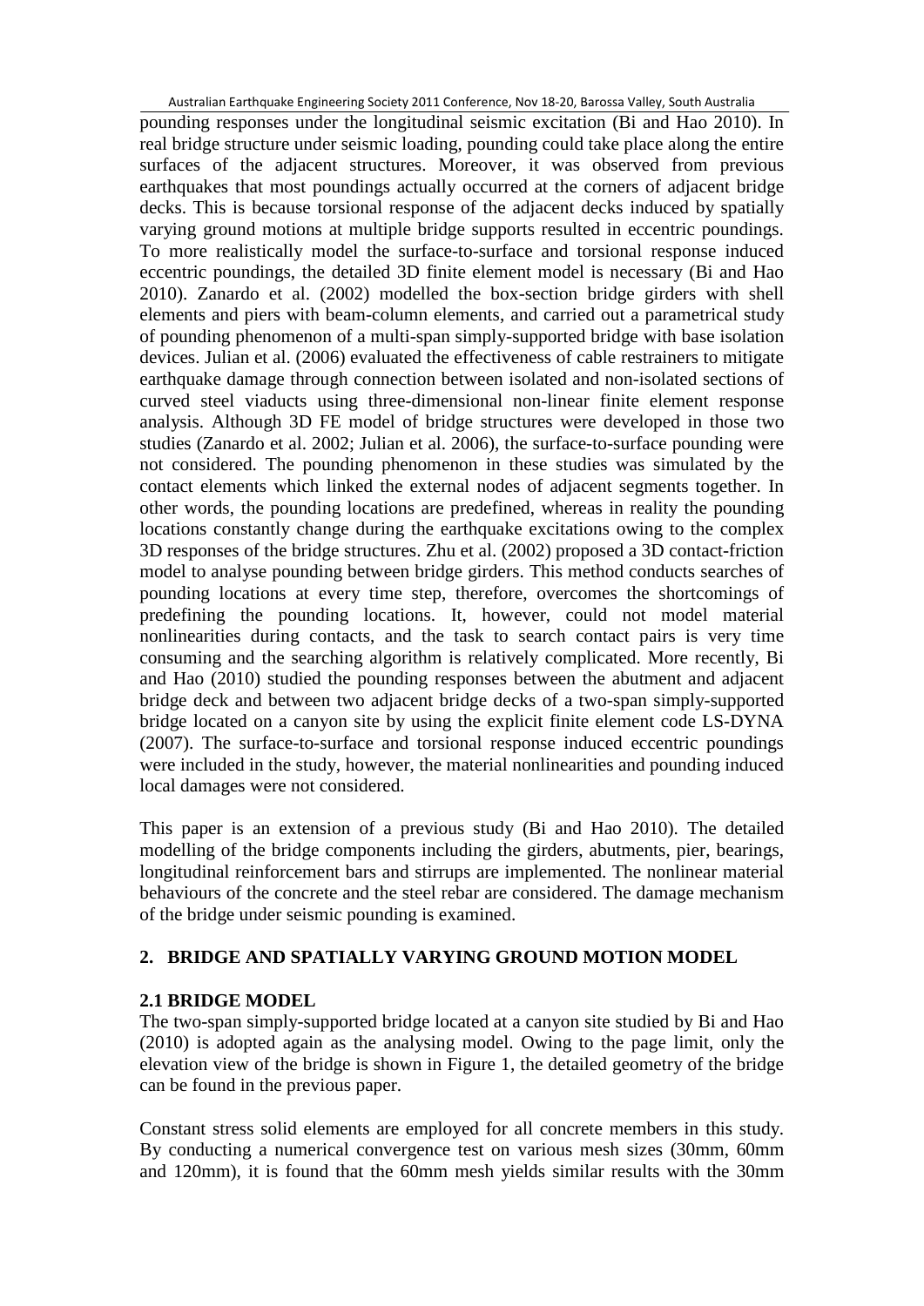pounding responses under the longitudinal seismic excitation (Bi and Hao 2010). In real bridge structure under seismic loading, pounding could take place along the entire surfaces of the adjacent structures. Moreover, it was observed from previous earthquakes that most poundings actually occurred at the corners of adjacent bridge decks. This is because torsional response of the adjacent decks induced by spatially varying ground motions at multiple bridge supports resulted in eccentric poundings. To more realistically model the surface-to-surface and torsional response induced eccentric poundings, the detailed 3D finite element model is necessary (Bi and Hao 2010). Zanardo et al. (2002) modelled the box-section bridge girders with shell elements and piers with beam-column elements, and carried out a parametrical study of pounding phenomenon of a multi-span simply-supported bridge with base isolation devices. Julian et al. (2006) evaluated the effectiveness of cable restrainers to mitigate earthquake damage through connection between isolated and non-isolated sections of curved steel viaducts using three-dimensional non-linear finite element response analysis. Although 3D FE model of bridge structures were developed in those two studies (Zanardo et al. 2002; Julian et al. 2006), the surface-to-surface pounding were not considered. The pounding phenomenon in these studies was simulated by the contact elements which linked the external nodes of adjacent segments together. In other words, the pounding locations are predefined, whereas in reality the pounding locations constantly change during the earthquake excitations owing to the complex 3D responses of the bridge structures. Zhu et al. (2002) proposed a 3D contact-friction model to analyse pounding between bridge girders. This method conducts searches of pounding locations at every time step, therefore, overcomes the shortcomings of predefining the pounding locations. It, however, could not model material nonlinearities during contacts, and the task to search contact pairs is very time consuming and the searching algorithm is relatively complicated. More recently, Bi and Hao (2010) studied the pounding responses between the abutment and adjacent bridge deck and between two adjacent bridge decks of a two-span simply-supported bridge located on a canyon site by using the explicit finite element code LS-DYNA (2007). The surface-to-surface and torsional response induced eccentric poundings were included in the study, however, the material nonlinearities and pounding induced local damages were not considered.

This paper is an extension of a previous study (Bi and Hao 2010). The detailed modelling of the bridge components including the girders, abutments, pier, bearings, longitudinal reinforcement bars and stirrups are implemented. The nonlinear material behaviours of the concrete and the steel rebar are considered. The damage mechanism of the bridge under seismic pounding is examined.

## 2. BRIDGE AND SPATIALLY VARYING GROUND MOTION MODEL

### 2.1 BRIDGE MODEL

The two-span simply-supported bridge located at a canyon site studied by Bi and Hao (2010) is adopted again as the analysing model. Owing to the page limit, only the elevation view of the bridge is shown in Figure 1, the detailed geometry of the bridge can be found in the previous paper.

Constant stress solid elements are employed for all concrete members in this study. By conducting a numerical convergence test on various mesh sizes (30mm, 60mm and 120mm), it is found that the 60mm mesh yields similar results with the 30mm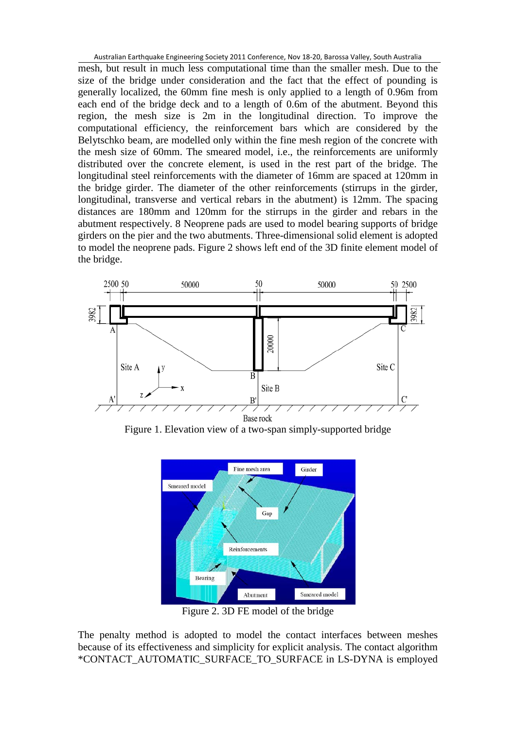mesh, but result in much less computational time than the smaller mesh. Due to the size of the bridge under consideration and the fact that the effect of pounding is generally localized, the 60mm fine mesh is only applied to a length of 0.96m from each end of the bridge deck and to a length of 0.6m of the abutment. Beyond this region, the mesh size is 2m in the longitudinal direction. To improve the computational efficiency, the reinforcement bars which are considered by the Belytschko beam, are modelled only within the fine mesh region of the concrete with the mesh size of 60mm. The smeared model, i.e., the reinforcements are uniformly distributed over the concrete element, is used in the rest part of the bridge. The longitudinal steel reinforcements with the diameter of 16mm are spaced at 120mm in the bridge girder. The diameter of the other reinforcements (stirrups in the girder, longitudinal, transverse and vertical rebars in the abutment) is 12mm. The spacing distances are 180mm and 120mm for the stirrups in the girder and rebars in the abutment respectively. 8 Neoprene pads are used to model bearing supports of bridge girders on the pier and the two abutments. Three-dimensional solid element is adopted to model the neoprene pads. Figure 2 shows left end of the 3D finite element model of the bridge.

Figure 1. Elevation view of a two-span simply-supported bridge

Figure 2. 3D FE model of the bridge

The penalty method is adopted to model the contact interfaces between meshes because of its effectiveness and simplicity for explicit analysis. The contact algorithm *CONTACT_AUTOMATIC_SURFACE_TO_SURFACE in LS-DYNA is employed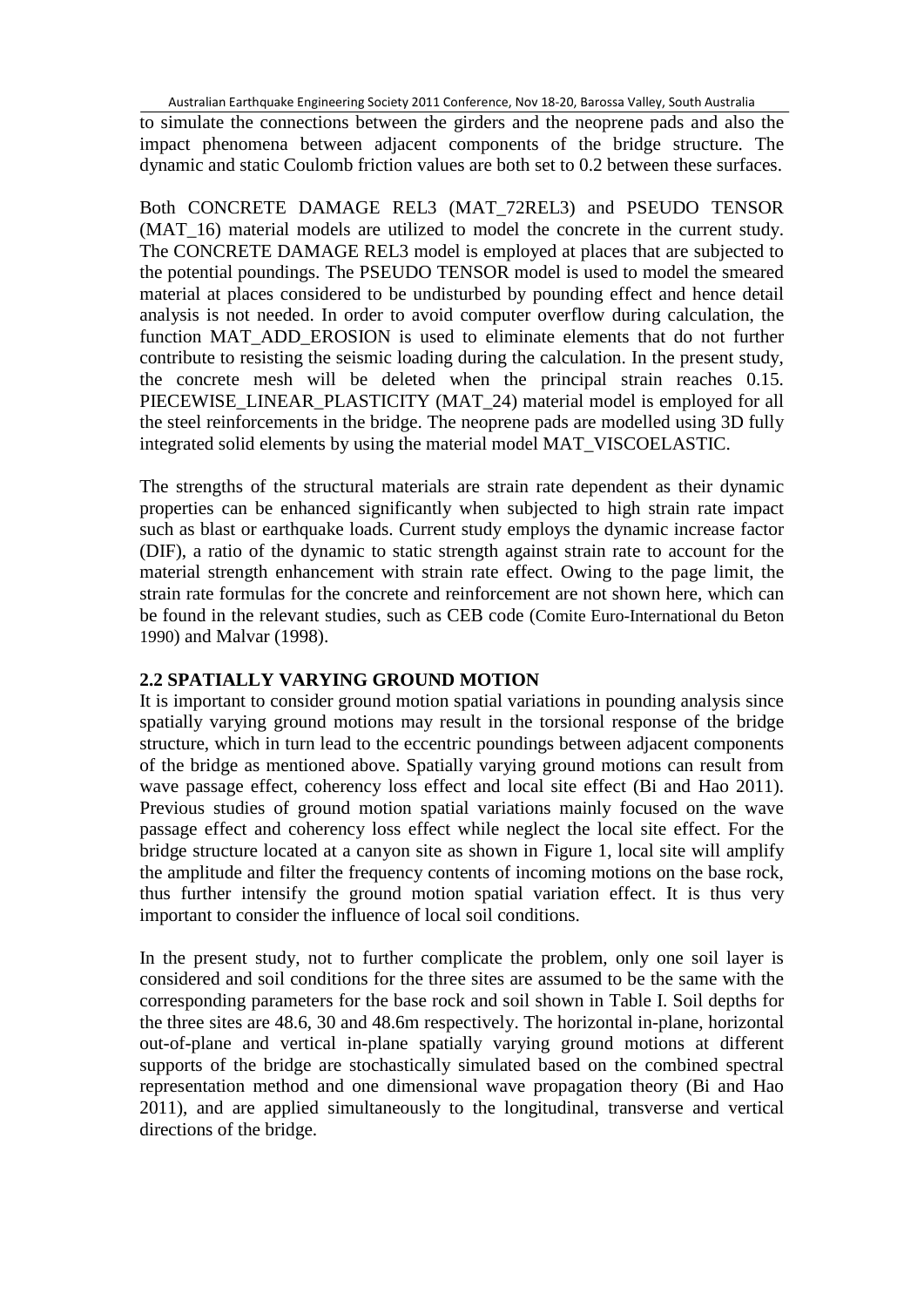to simulate the connections between the girders and the neoprene pads and also the impact phenomena between adjacent components of the bridge structure. The dynamic and static Coulomb friction values are both set to 0.2 between these surfaces.

Both CONCRETE DAMAGE REL3 (MAT_72REL3) and PSEUDO TENSOR (MAT_16) material models are utilized to model the concrete in the current study. The CONCRETE DAMAGE REL3 model is employed at places that are subjected to the potential poundings. The PSEUDO TENSOR model is used to model the smeared material at places considered to be undisturbed by pounding effect and hence detail analysis is not needed. In order to avoid computer overflow during calculation, the function MAT_ADD_EROSION is used to eliminate elements that do not further contribute to resisting the seismic loading during the calculation. In the present study, the concrete mesh will be deleted when the principal strain reaches 0.15. PIECEWISE_LINEAR_PLASTICITY (MAT_24) material model is employed for all the steel reinforcements in the bridge. The neoprene pads are modelled using 3D fully integrated solid elements by using the material model MAT_VISCOELASTIC.

The strengths of the structural materials are strain rate dependent as their dynamic properties can be enhanced significantly when subjected to high strain rate impact such as blast or earthquake loads. Current study employs the dynamic increase factor (DIF), a ratio of the dynamic to static strength against strain rate to account for the material strength enhancement with strain rate effect. Owing to the page limit, the strain rate formulas for the concrete and reinforcement are not shown here, which can be found in the relevant studies, such as CEB code (Comite Euro-International du Beton 1990) and Malvar (1998).

## 2.2 SPATIALLY VARYING GROUND MOTION

It is important to consider ground motion spatial variations in pounding analysis since spatially varying ground motions may result in the torsional response of the bridge structure, which in turn lead to the eccentric poundings between adjacent components of the bridge as mentioned above. Spatially varying ground motions can result from wave passage effect, coherency loss effect and local site effect (Bi and Hao 2011). Previous studies of ground motion spatial variations mainly focused on the wave passage effect and coherency loss effect while neglect the local site effect. For the bridge structure located at a canyon site as shown in Figure 1, local site will amplify the amplitude and filter the frequency contents of incoming motions on the base rock, thus further intensify the ground motion spatial variation effect. It is thus very important to consider the influence of local soil conditions.

In the present study, not to further complicate the problem, only one soil layer is considered and soil conditions for the three sites are assumed to be the same with the corresponding parameters for the base rock and soil shown in Table I. Soil depths for the three sites are 48.6, 30 and 48.6m respectively. The horizontal in-plane, horizontal out-of-plane and vertical in-plane spatially varying ground motions at different supports of the bridge are stochastically simulated based on the combined spectral representation method and one dimensional wave propagation theory (Bi and Hao 2011), and are applied simultaneously to the longitudinal, transverse and vertical directions of the bridge.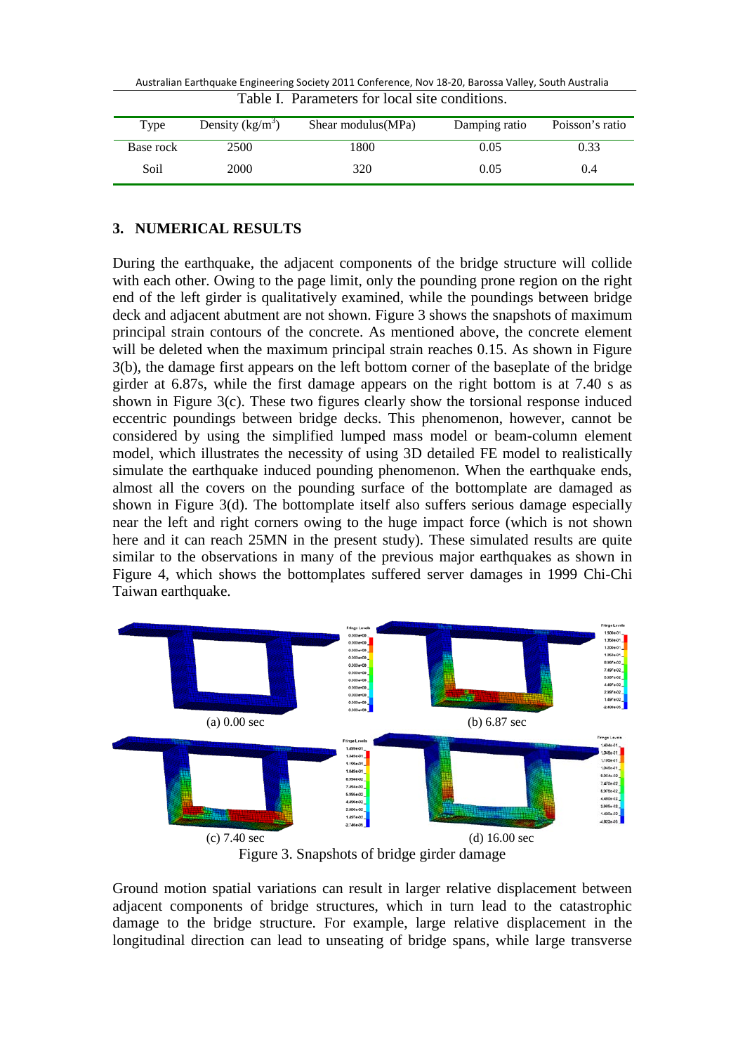Table I. Parameters for local site conditions.

| Type | Density (kg/m$^3$) | Shear modulus(MPa) | Damping ratio | Poisson's ratio |
|---|---|---|---|---|
| Base rock | 2500 | 1800 | 0.05 | 0.33 |
| Soil | 2000 | 320 | 0.05 | 0.4 |

## 3. NUMERICAL RESULTS

During the earthquake, the adjacent components of the bridge structure will collide with each other. Owing to the page limit, only the pounding prone region on the right end of the left girder is qualitatively examined, while the poundings between bridge deck and adjacent abutment are not shown. Figure 3 shows the snapshots of maximum principal strain contours of the concrete. As mentioned above, the concrete element will be deleted when the maximum principal strain reaches 0.15. As shown in Figure 3(b), the damage first appears on the left bottom corner of the baseplate of the bridge girder at 6.87s, while the first damage appears on the right bottom is at 7.40 s as shown in Figure 3(c). These two figures clearly show the torsional response induced eccentric poundings between bridge decks. This phenomenon, however, cannot be considered by using the simplified lumped mass model or beam-column element model, which illustrates the necessity of using 3D detailed FE model to realistically simulate the earthquake induced pounding phenomenon. When the earthquake ends, almost all the covers on the pounding surface of the bottomplate are damaged as shown in Figure 3(d). The bottomplate itself also suffers serious damage especially near the left and right corners owing to the huge impact force (which is not shown here and it can reach 25MN in the present study). These simulated results are quite similar to the observations in many of the previous major earthquakes as shown in Figure 4, which shows the bottomplates suffered server damages in 1999 Chi-Chi Taiwan earthquake.

(a) 0.00 sec (b) 6.87 sec

(c) 7.40 sec (d) 16.00 sec

Figure 3. Snapshots of bridge girder damage

Ground motion spatial variations can result in larger relative displacement between adjacent components of bridge structures, which in turn lead to the catastrophic damage to the bridge structure. For example, large relative displacement in the longitudinal direction can lead to unseating of bridge spans, while large transverse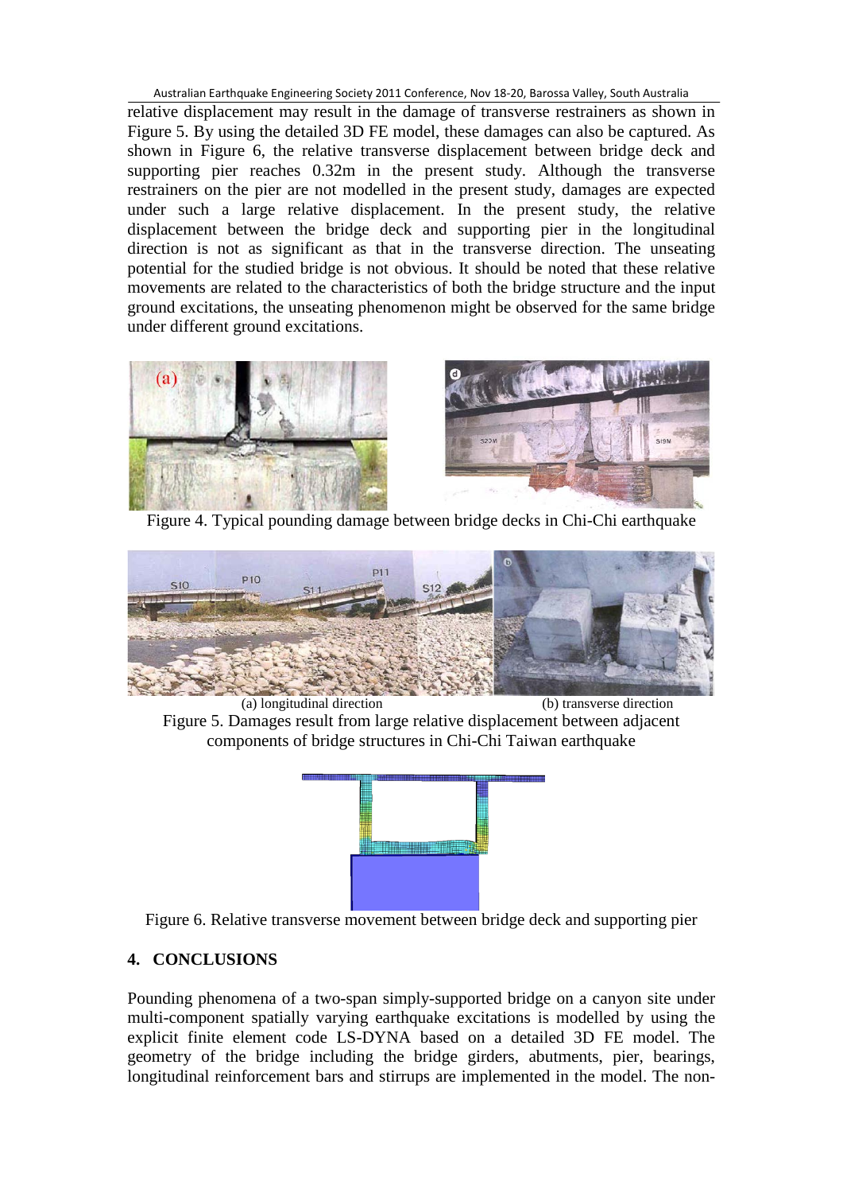relative displacement may result in the damage of transverse restrainers as shown in Figure 5. By using the detailed 3D FE model, these damages can also be captured. As shown in Figure 6, the relative transverse displacement between bridge deck and supporting pier reaches 0.32m in the present study. Although the transverse restrainers on the pier are not modelled in the present study, damages are expected under such a large relative displacement. In the present study, the relative displacement between the bridge deck and supporting pier in the longitudinal direction is not as significant as that in the transverse direction. The unseating potential for the studied bridge is not obvious. It should be noted that these relative movements are related to the characteristics of both the bridge structure and the input ground excitations, the unseating phenomenon might be observed for the same bridge under different ground excitations.

Figure 4. Typical pounding damage between bridge decks in Chi-Chi earthquake

(a) longitudinal direction (b) transverse direction

Figure 5. Damages result from large relative displacement between adjacent components of bridge structures in Chi-Chi Taiwan earthquake

Figure 6. Relative transverse movement between bridge deck and supporting pier

## 4. CONCLUSIONS

Pounding phenomena of a two-span simply-supported bridge on a canyon site under multi-component spatially varying earthquake excitations is modelled by using the explicit finite element code LS-DYNA based on a detailed 3D FE model. The geometry of the bridge including the bridge girders, abutments, pier, bearings, longitudinal reinforcement bars and stirrups are implemented in the model. The non-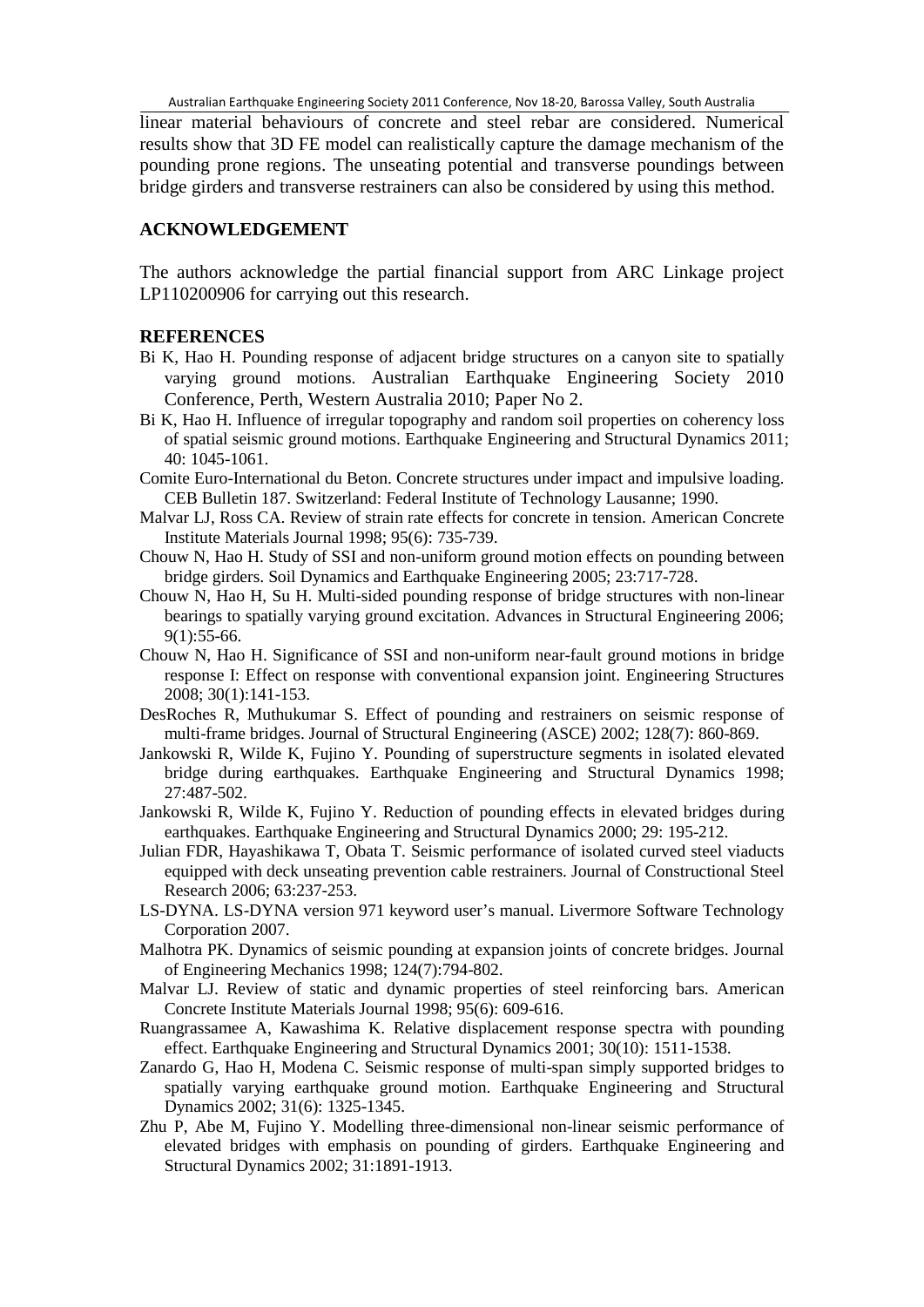linear material behaviours of concrete and steel rebar are considered. Numerical results show that 3D FE model can realistically capture the damage mechanism of the pounding prone regions. The unseating potential and transverse poundings between bridge girders and transverse restrainers can also be considered by using this method.

## ACKNOWLEDGEMENT

The authors acknowledge the partial financial support from ARC Linkage project LP110200906 for carrying out this research.

## REFERENCES

Bi K, Hao H. Pounding response of adjacent bridge structures on a canyon site to spatially varying ground motions. Australian Earthquake Engineering Society 2010 Conference, Perth, Western Australia 2010; Paper No 2.

Bi K, Hao H. Influence of irregular topography and random soil properties on coherency loss of spatial seismic ground motions. Earthquake Engineering and Structural Dynamics 2011; 40: 1045-1061.

Comite Euro-International du Beton. Concrete structures under impact and impulsive loading. CEB Bulletin 187. Switzerland: Federal Institute of Technology Lausanne; 1990.

Malvar LJ, Ross CA. Review of strain rate effects for concrete in tension. American Concrete Institute Materials Journal 1998; 95(6): 735-739.

Chouw N, Hao H. Study of SSI and non-uniform ground motion effects on pounding between bridge girders. Soil Dynamics and Earthquake Engineering 2005; 23:717-728.

Chouw N, Hao H, Su H. Multi-sided pounding response of bridge structures with non-linear bearings to spatially varying ground excitation. Advances in Structural Engineering 2006; 9(1):55-66.

Chouw N, Hao H. Significance of SSI and non-uniform near-fault ground motions in bridge response I: Effect on response with conventional expansion joint. Engineering Structures 2008; 30(1):141-153.

DesRoches R, Muthukumar S. Effect of pounding and restrainers on seismic response of multi-frame bridges. Journal of Structural Engineering (ASCE) 2002; 128(7): 860-869.

Jankowski R, Wilde K, Fujino Y. Pounding of superstructure segments in isolated elevated bridge during earthquakes. Earthquake Engineering and Structural Dynamics 1998; 27:487-502.

Jankowski R, Wilde K, Fujino Y. Reduction of pounding effects in elevated bridges during earthquakes. Earthquake Engineering and Structural Dynamics 2000; 29: 195-212.

Julian FDR, Hayashikawa T, Obata T. Seismic performance of isolated curved steel viaducts equipped with deck unseating prevention cable restrainers. Journal of Constructional Steel Research 2006; 63:237-253.

LS-DYNA. LS-DYNA version 971 keyword user's manual. Livermore Software Technology Corporation 2007.

Malhotra PK. Dynamics of seismic pounding at expansion joints of concrete bridges. Journal of Engineering Mechanics 1998; 124(7):794-802.

Malvar LJ. Review of static and dynamic properties of steel reinforcing bars. American Concrete Institute Materials Journal 1998; 95(6): 609-616.

Ruangrassamee A, Kawashima K. Relative displacement response spectra with pounding effect. Earthquake Engineering and Structural Dynamics 2001; 30(10): 1511-1538.

Zanardo G, Hao H, Modena C. Seismic response of multi-span simply supported bridges to spatially varying earthquake ground motion. Earthquake Engineering and Structural Dynamics 2002; 31(6): 1325-1345.

Zhu P, Abe M, Fujino Y. Modelling three-dimensional non-linear seismic performance of elevated bridges with emphasis on pounding of girders. Earthquake Engineering and Structural Dynamics 2002; 31:1891-1913.